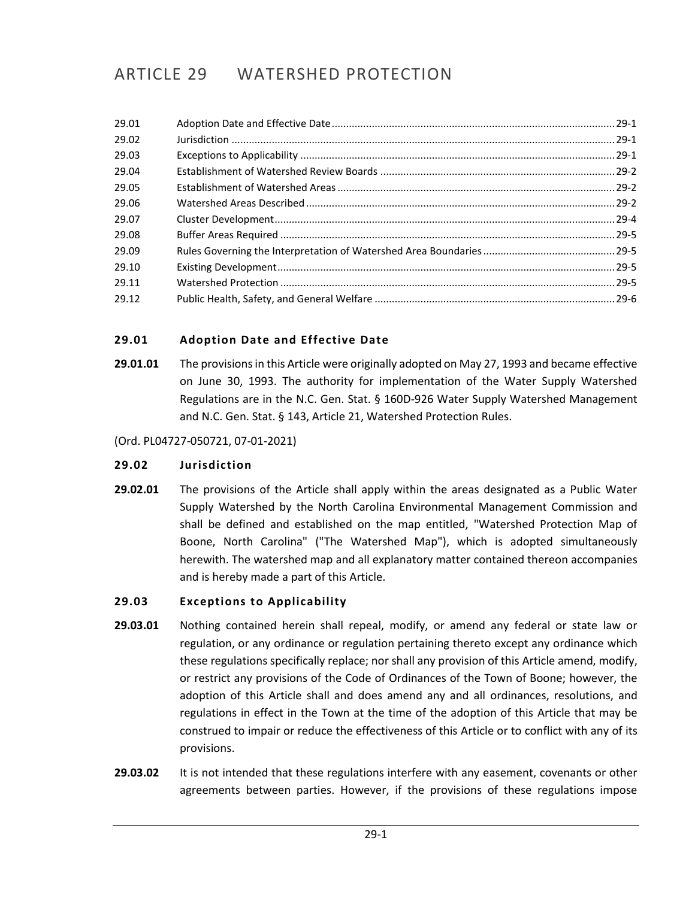# ARTICLE 29 WATERSHED PROTECTION

| | | |
|---|---|---|
| 29.01 | Adoption Date and Effective Date | 29-1 |
| 29.02 | Jurisdiction | 29-1 |
| 29.03 | Exceptions to Applicability | 29-1 |
| 29.04 | Establishment of Watershed Review Boards | 29-2 |
| 29.05 | Establishment of Watershed Areas | 29-2 |
| 29.06 | Watershed Areas Described | 29-2 |
| 29.07 | Cluster Development | 29-4 |
| 29.08 | Buffer Areas Required | 29-5 |
| 29.09 | Rules Governing the Interpretation of Watershed Area Boundaries | 29-5 |
| 29.10 | Existing Development | 29-5 |
| 29.11 | Watershed Protection | 29-5 |
| 29.12 | Public Health, Safety, and General Welfare | 29-6 |

## 29.01 Adoption Date and Effective Date

**29.01.01** The provisions in this Article were originally adopted on May 27, 1993 and became effective on June 30, 1993. The authority for implementation of the Water Supply Watershed Regulations are in the N.C. Gen. Stat. § 160D-926 Water Supply Watershed Management and N.C. Gen. Stat. § 143, Article 21, Watershed Protection Rules.

(Ord. PL04727-050721, 07-01-2021)

## 29.02 Jurisdiction

**29.02.01** The provisions of the Article shall apply within the areas designated as a Public Water Supply Watershed by the North Carolina Environmental Management Commission and shall be defined and established on the map entitled, "Watershed Protection Map of Boone, North Carolina" ("The Watershed Map"), which is adopted simultaneously herewith. The watershed map and all explanatory matter contained thereon accompanies and is hereby made a part of this Article.

## 29.03 Exceptions to Applicability

**29.03.01** Nothing contained herein shall repeal, modify, or amend any federal or state law or regulation, or any ordinance or regulation pertaining thereto except any ordinance which these regulations specifically replace; nor shall any provision of this Article amend, modify, or restrict any provisions of the Code of Ordinances of the Town of Boone; however, the adoption of this Article shall and does amend any and all ordinances, resolutions, and regulations in effect in the Town at the time of the adoption of this Article that may be construed to impair or reduce the effectiveness of this Article or to conflict with any of its provisions.

**29.03.02** It is not intended that these regulations interfere with any easement, covenants or other agreements between parties. However, if the provisions of these regulations impose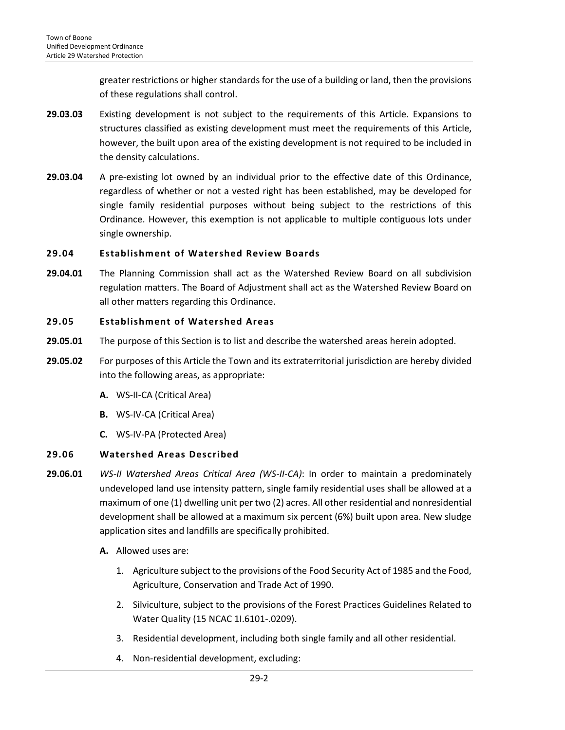greater restrictions or higher standards for the use of a building or land, then the provisions of these regulations shall control.

**29.03.03** Existing development is not subject to the requirements of this Article. Expansions to structures classified as existing development must meet the requirements of this Article, however, the built upon area of the existing development is not required to be included in the density calculations.

**29.03.04** A pre-existing lot owned by an individual prior to the effective date of this Ordinance, regardless of whether or not a vested right has been established, may be developed for single family residential purposes without being subject to the restrictions of this Ordinance. However, this exemption is not applicable to multiple contiguous lots under single ownership.

## 29.04 Establishment of Watershed Review Boards

**29.04.01** The Planning Commission shall act as the Watershed Review Board on all subdivision regulation matters. The Board of Adjustment shall act as the Watershed Review Board on all other matters regarding this Ordinance.

## 29.05 Establishment of Watershed Areas

**29.05.01** The purpose of this Section is to list and describe the watershed areas herein adopted.

**29.05.02** For purposes of this Article the Town and its extraterritorial jurisdiction are hereby divided into the following areas, as appropriate:

- **A.** WS-II-CA (Critical Area)
- **B.** WS-IV-CA (Critical Area)
- **C.** WS-IV-PA (Protected Area)

## 29.06 Watershed Areas Described

**29.06.01** *WS-II Watershed Areas Critical Area (WS-II-CA)*: In order to maintain a predominately undeveloped land use intensity pattern, single family residential uses shall be allowed at a maximum of one (1) dwelling unit per two (2) acres. All other residential and nonresidential development shall be allowed at a maximum six percent (6%) built upon area. New sludge application sites and landfills are specifically prohibited.

- **A.** Allowed uses are:
  1. Agriculture subject to the provisions of the Food Security Act of 1985 and the Food, Agriculture, Conservation and Trade Act of 1990.
  2. Silviculture, subject to the provisions of the Forest Practices Guidelines Related to Water Quality (15 NCAC 1I.6101-.0209).
  3. Residential development, including both single family and all other residential.
  4. Non-residential development, excluding: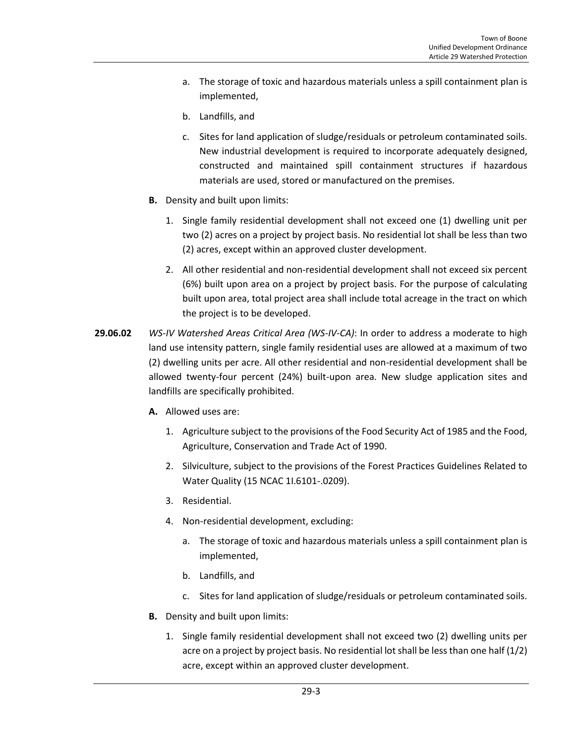a. The storage of toxic and hazardous materials unless a spill containment plan is implemented,

   b. Landfills, and

   c. Sites for land application of sludge/residuals or petroleum contaminated soils. New industrial development is required to incorporate adequately designed, constructed and maintained spill containment structures if hazardous materials are used, stored or manufactured on the premises.

**B.** Density and built upon limits:

1. Single family residential development shall not exceed one (1) dwelling unit per two (2) acres on a project by project basis. No residential lot shall be less than two (2) acres, except within an approved cluster development.

2. All other residential and non-residential development shall not exceed six percent (6%) built upon area on a project by project basis. For the purpose of calculating built upon area, total project area shall include total acreage in the tract on which the project is to be developed.

**29.06.02** *WS-IV Watershed Areas Critical Area (WS-IV-CA)*: In order to address a moderate to high land use intensity pattern, single family residential uses are allowed at a maximum of two (2) dwelling units per acre. All other residential and non-residential development shall be allowed twenty-four percent (24%) built-upon area. New sludge application sites and landfills are specifically prohibited.

**A.** Allowed uses are:

1. Agriculture subject to the provisions of the Food Security Act of 1985 and the Food, Agriculture, Conservation and Trade Act of 1990.

2. Silviculture, subject to the provisions of the Forest Practices Guidelines Related to Water Quality (15 NCAC 1I.6101-.0209).

3. Residential.

4. Non-residential development, excluding:

   a. The storage of toxic and hazardous materials unless a spill containment plan is implemented,

   b. Landfills, and

   c. Sites for land application of sludge/residuals or petroleum contaminated soils.

**B.** Density and built upon limits:

1. Single family residential development shall not exceed two (2) dwelling units per acre on a project by project basis. No residential lot shall be less than one half (1/2) acre, except within an approved cluster development.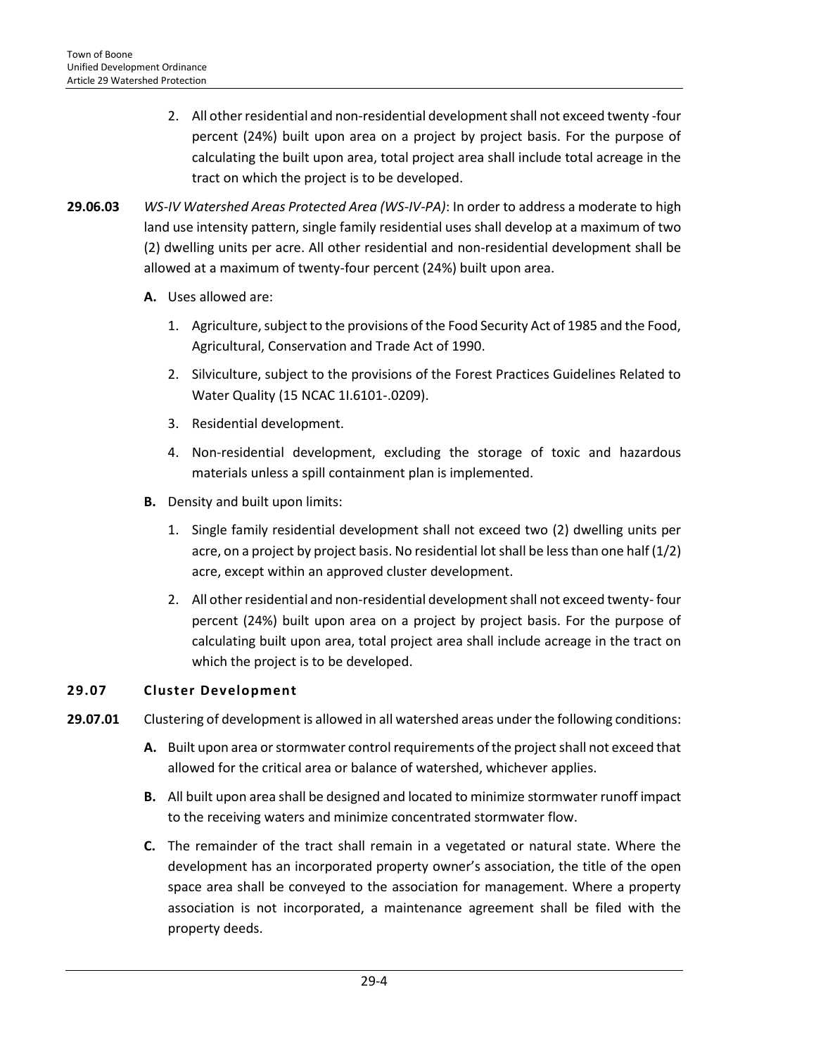2. All other residential and non-residential development shall not exceed twenty -four percent (24%) built upon area on a project by project basis. For the purpose of calculating the built upon area, total project area shall include total acreage in the tract on which the project is to be developed.

**29.06.03** *WS-IV Watershed Areas Protected Area (WS-IV-PA)*: In order to address a moderate to high land use intensity pattern, single family residential uses shall develop at a maximum of two (2) dwelling units per acre. All other residential and non-residential development shall be allowed at a maximum of twenty-four percent (24%) built upon area.

**A.** Uses allowed are:

1. Agriculture, subject to the provisions of the Food Security Act of 1985 and the Food, Agricultural, Conservation and Trade Act of 1990.
2. Silviculture, subject to the provisions of the Forest Practices Guidelines Related to Water Quality (15 NCAC 1I.6101-.0209).
3. Residential development.
4. Non-residential development, excluding the storage of toxic and hazardous materials unless a spill containment plan is implemented.

**B.** Density and built upon limits:

1. Single family residential development shall not exceed two (2) dwelling units per acre, on a project by project basis. No residential lot shall be less than one half (1/2) acre, except within an approved cluster development.
2. All other residential and non-residential development shall not exceed twenty- four percent (24%) built upon area on a project by project basis. For the purpose of calculating built upon area, total project area shall include acreage in the tract on which the project is to be developed.

## 29.07 Cluster Development

**29.07.01** Clustering of development is allowed in all watershed areas under the following conditions:

**A.** Built upon area or stormwater control requirements of the project shall not exceed that allowed for the critical area or balance of watershed, whichever applies.

**B.** All built upon area shall be designed and located to minimize stormwater runoff impact to the receiving waters and minimize concentrated stormwater flow.

**C.** The remainder of the tract shall remain in a vegetated or natural state. Where the development has an incorporated property owner's association, the title of the open space area shall be conveyed to the association for management. Where a property association is not incorporated, a maintenance agreement shall be filed with the property deeds.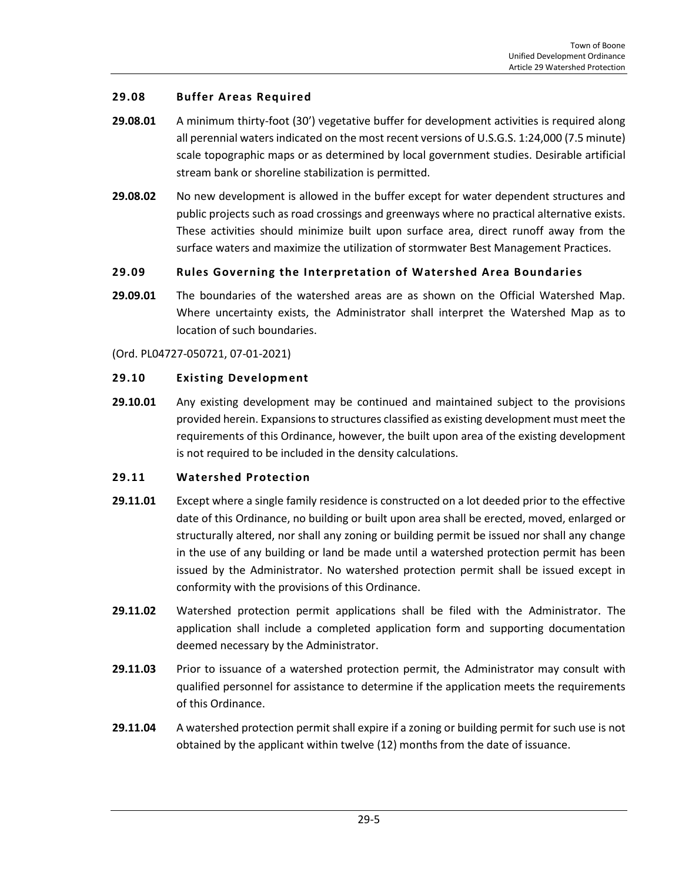## 29.08 Buffer Areas Required

**29.08.01** A minimum thirty-foot (30') vegetative buffer for development activities is required along all perennial waters indicated on the most recent versions of U.S.G.S. 1:24,000 (7.5 minute) scale topographic maps or as determined by local government studies. Desirable artificial stream bank or shoreline stabilization is permitted.

**29.08.02** No new development is allowed in the buffer except for water dependent structures and public projects such as road crossings and greenways where no practical alternative exists. These activities should minimize built upon surface area, direct runoff away from the surface waters and maximize the utilization of stormwater Best Management Practices.

## 29.09 Rules Governing the Interpretation of Watershed Area Boundaries

**29.09.01** The boundaries of the watershed areas are as shown on the Official Watershed Map. Where uncertainty exists, the Administrator shall interpret the Watershed Map as to location of such boundaries.

(Ord. PL04727-050721, 07-01-2021)

## 29.10 Existing Development

**29.10.01** Any existing development may be continued and maintained subject to the provisions provided herein. Expansions to structures classified as existing development must meet the requirements of this Ordinance, however, the built upon area of the existing development is not required to be included in the density calculations.

## 29.11 Watershed Protection

**29.11.01** Except where a single family residence is constructed on a lot deeded prior to the effective date of this Ordinance, no building or built upon area shall be erected, moved, enlarged or structurally altered, nor shall any zoning or building permit be issued nor shall any change in the use of any building or land be made until a watershed protection permit has been issued by the Administrator. No watershed protection permit shall be issued except in conformity with the provisions of this Ordinance.

**29.11.02** Watershed protection permit applications shall be filed with the Administrator. The application shall include a completed application form and supporting documentation deemed necessary by the Administrator.

**29.11.03** Prior to issuance of a watershed protection permit, the Administrator may consult with qualified personnel for assistance to determine if the application meets the requirements of this Ordinance.

**29.11.04** A watershed protection permit shall expire if a zoning or building permit for such use is not obtained by the applicant within twelve (12) months from the date of issuance.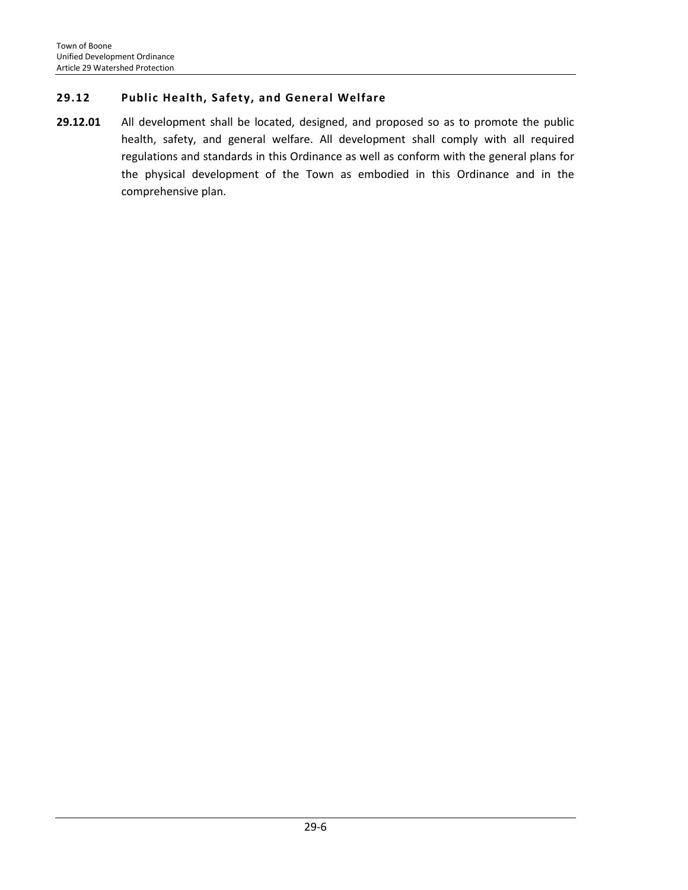## 29.12 Public Health, Safety, and General Welfare

**29.12.01** All development shall be located, designed, and proposed so as to promote the public health, safety, and general welfare. All development shall comply with all required regulations and standards in this Ordinance as well as conform with the general plans for the physical development of the Town as embodied in this Ordinance and in the comprehensive plan.